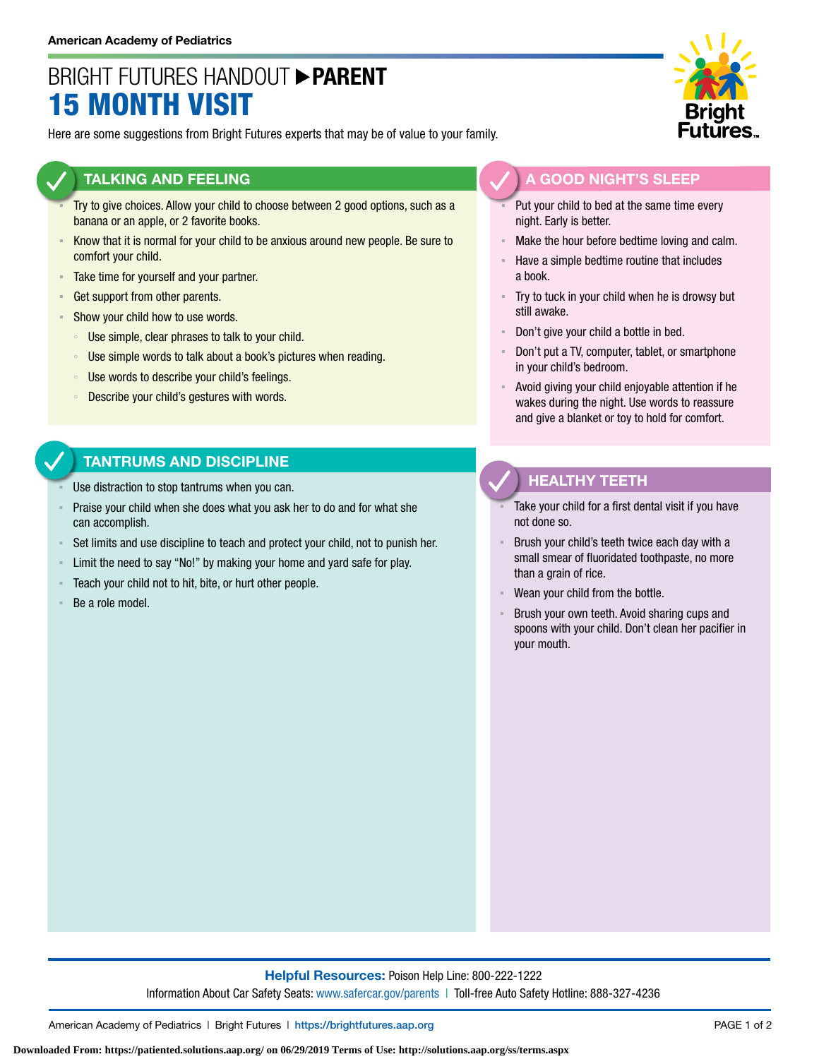American Academy of Pediatrics

# BRIGHT FUTURES HANDOUT ▶ PARENT
# 15 MONTH VISIT

Here are some suggestions from Bright Futures experts that may be of value to your family.

## TALKING AND FEELING

- Try to give choices. Allow your child to choose between 2 good options, such as a banana or an apple, or 2 favorite books.
- Know that it is normal for your child to be anxious around new people. Be sure to comfort your child.
- Take time for yourself and your partner.
- Get support from other parents.
- Show your child how to use words.
  - Use simple, clear phrases to talk to your child.
  - Use simple words to talk about a book's pictures when reading.
  - Use words to describe your child's feelings.
  - Describe your child's gestures with words.

## TANTRUMS AND DISCIPLINE

- Use distraction to stop tantrums when you can.
- Praise your child when she does what you ask her to do and for what she can accomplish.
- Set limits and use discipline to teach and protect your child, not to punish her.
- Limit the need to say "No!" by making your home and yard safe for play.
- Teach your child not to hit, bite, or hurt other people.
- Be a role model.

## A GOOD NIGHT'S SLEEP

- Put your child to bed at the same time every night. Early is better.
- Make the hour before bedtime loving and calm.
- Have a simple bedtime routine that includes a book.
- Try to tuck in your child when he is drowsy but still awake.
- Don't give your child a bottle in bed.
- Don't put a TV, computer, tablet, or smartphone in your child's bedroom.
- Avoid giving your child enjoyable attention if he wakes during the night. Use words to reassure and give a blanket or toy to hold for comfort.

## HEALTHY TEETH

- Take your child for a first dental visit if you have not done so.
- Brush your child's teeth twice each day with a small smear of fluoridated toothpaste, no more than a grain of rice.
- Wean your child from the bottle.
- Brush your own teeth. Avoid sharing cups and spoons with your child. Don't clean her pacifier in your mouth.

**Helpful Resources:** Poison Help Line: 800-222-1222

Information About Car Safety Seats: www.safercar.gov/parents | Toll-free Auto Safety Hotline: 888-327-4236

American Academy of Pediatrics | Bright Futures | https://brightfutures.aap.org

Downloaded From: https://patiented.solutions.aap.org/ on 06/29/2019 Terms of Use: http://solutions.aap.org/ss/terms.aspx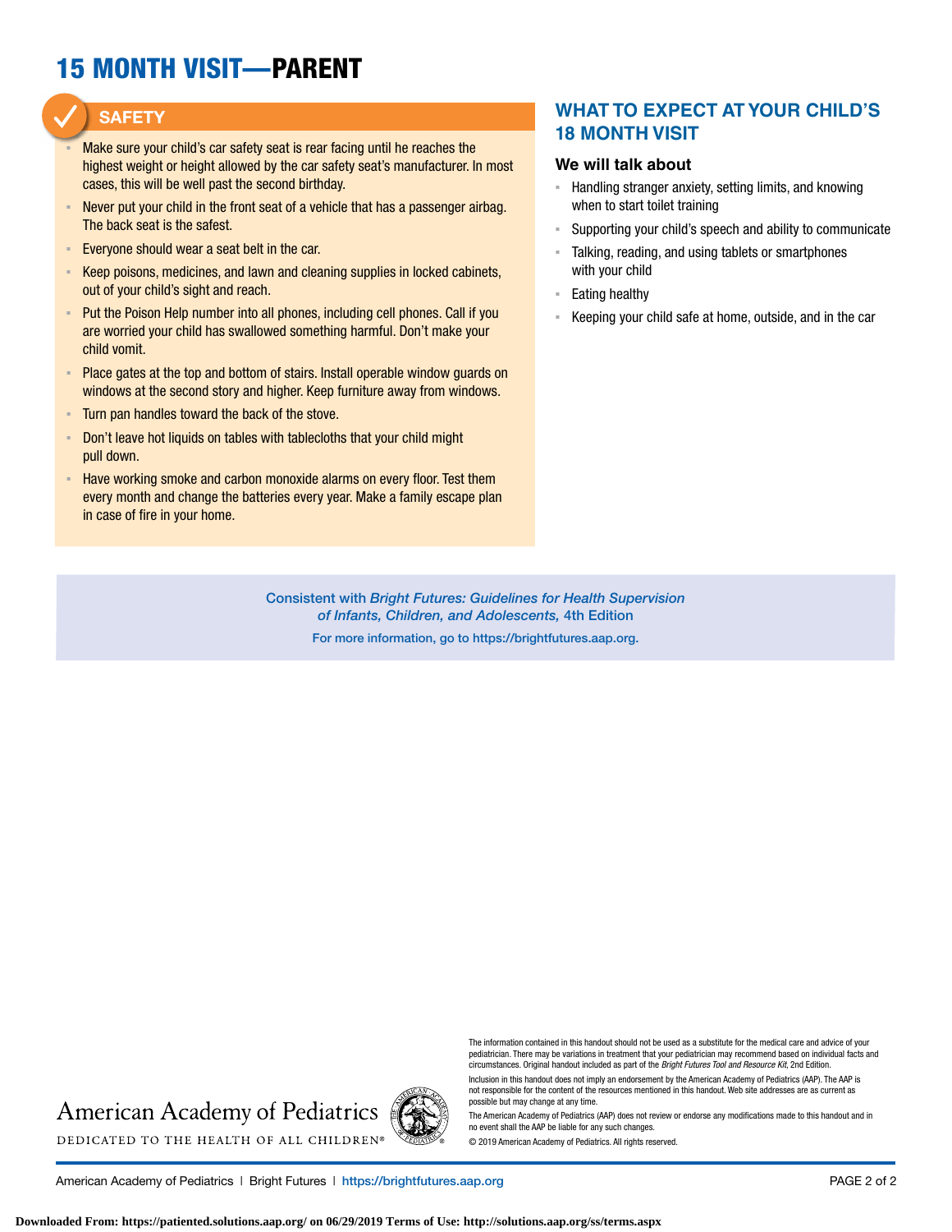# 15 MONTH VISIT—PARENT

## SAFETY

- Make sure your child's car safety seat is rear facing until he reaches the highest weight or height allowed by the car safety seat's manufacturer. In most cases, this will be well past the second birthday.
- Never put your child in the front seat of a vehicle that has a passenger airbag. The back seat is the safest.
- Everyone should wear a seat belt in the car.
- Keep poisons, medicines, and lawn and cleaning supplies in locked cabinets, out of your child's sight and reach.
- Put the Poison Help number into all phones, including cell phones. Call if you are worried your child has swallowed something harmful. Don't make your child vomit.
- Place gates at the top and bottom of stairs. Install operable window guards on windows at the second story and higher. Keep furniture away from windows.
- Turn pan handles toward the back of the stove.
- Don't leave hot liquids on tables with tablecloths that your child might pull down.
- Have working smoke and carbon monoxide alarms on every floor. Test them every month and change the batteries every year. Make a family escape plan in case of fire in your home.

## WHAT TO EXPECT AT YOUR CHILD'S 18 MONTH VISIT

### We will talk about

- Handling stranger anxiety, setting limits, and knowing when to start toilet training
- Supporting your child's speech and ability to communicate
- Talking, reading, and using tablets or smartphones with your child
- Eating healthy
- Keeping your child safe at home, outside, and in the car

Consistent with *Bright Futures: Guidelines for Health Supervision of Infants, Children, and Adolescents,* 4th Edition

For more information, go to https://brightfutures.aap.org.

American Academy of Pediatrics

DEDICATED TO THE HEALTH OF ALL CHILDREN®

The information contained in this handout should not be used as a substitute for the medical care and advice of your pediatrician. There may be variations in treatment that your pediatrician may recommend based on individual facts and circumstances. Original handout included as part of the *Bright Futures Tool and Resource Kit*, 2nd Edition.

Inclusion in this handout does not imply an endorsement by the American Academy of Pediatrics (AAP). The AAP is not responsible for the content of the resources mentioned in this handout. Web site addresses are as current as possible but may change at any time.

The American Academy of Pediatrics (AAP) does not review or endorse any modifications made to this handout and in no event shall the AAP be liable for any such changes.

© 2019 American Academy of Pediatrics. All rights reserved.